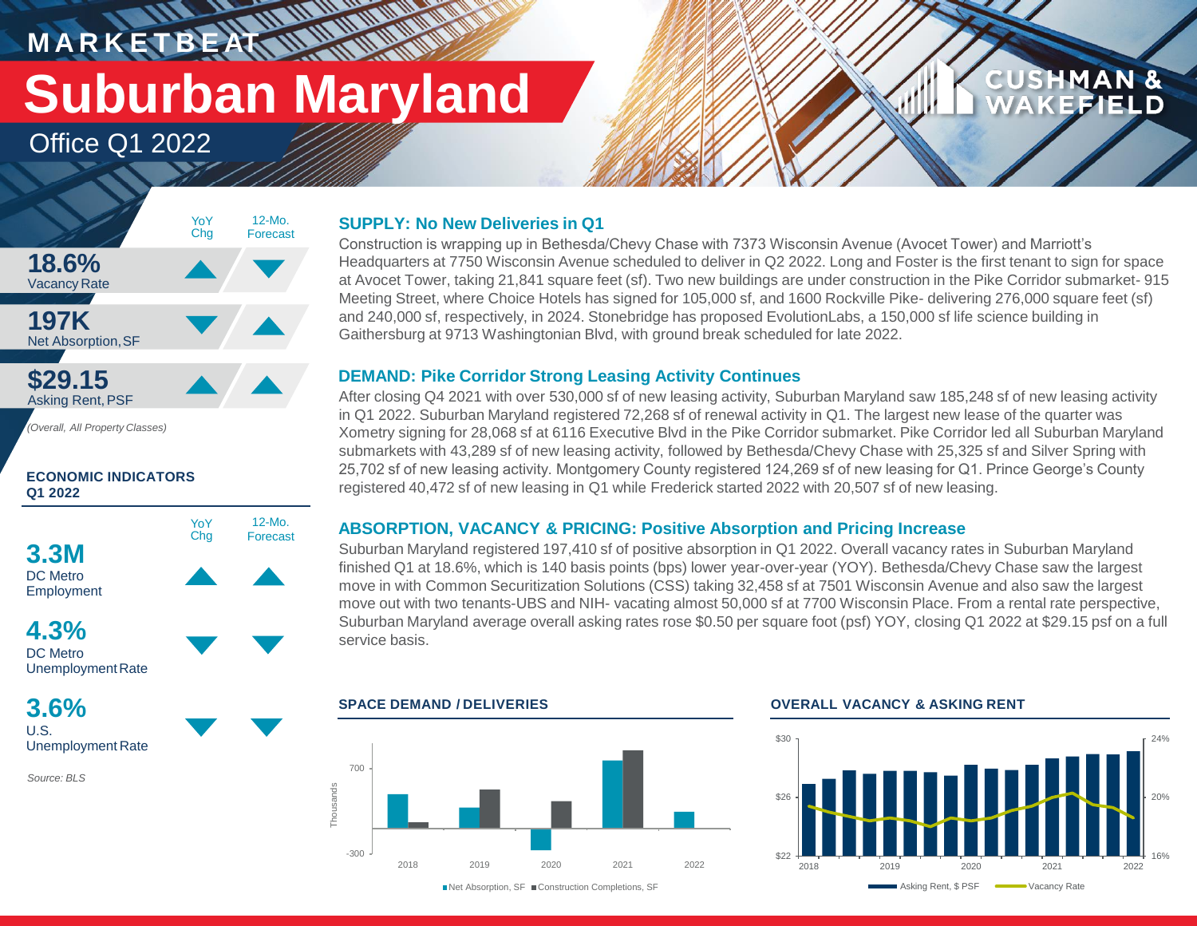MARKETBEAT

# Suburban Maryland

## Office Q1 2022

CUSHMAN & WAKEFIELD

| | YoY Chg | 12-Mo. Forecast |
|---|---|---|
| **18.6%** Vacancy Rate | ▲ | ▼ |
| **197K** Net Absorption, SF | ▼ | ▲ |
| **$29.15** Asking Rent, PSF | ▲ | ▲ |

*(Overall, All Property Classes)*

**ECONOMIC INDICATORS Q1 2022**

| | YoY Chg | 12-Mo. Forecast |
|---|---|---|
| **3.3M** DC Metro Employment | ▲ | ▲ |
| **4.3%** DC Metro Unemployment Rate | ▼ | ▼ |
| **3.6%** U.S. Unemployment Rate | ▼ | ▼ |

*Source: BLS*

### SUPPLY: No New Deliveries in Q1

Construction is wrapping up in Bethesda/Chevy Chase with 7373 Wisconsin Avenue (Avocet Tower) and Marriott's Headquarters at 7750 Wisconsin Avenue scheduled to deliver in Q2 2022. Long and Foster is the first tenant to sign for space at Avocet Tower, taking 21,841 square feet (sf). Two new buildings are under construction in the Pike Corridor submarket- 915 Meeting Street, where Choice Hotels has signed for 105,000 sf, and 1600 Rockville Pike- delivering 276,000 square feet (sf) and 240,000 sf, respectively, in 2024. Stonebridge has proposed EvolutionLabs, a 150,000 sf life science building in Gaithersburg at 9713 Washingtonian Blvd, with ground break scheduled for late 2022.

### DEMAND: Pike Corridor Strong Leasing Activity Continues

After closing Q4 2021 with over 530,000 sf of new leasing activity, Suburban Maryland saw 185,248 sf of new leasing activity in Q1 2022. Suburban Maryland registered 72,268 sf of renewal activity in Q1. The largest new lease of the quarter was Xometry signing for 28,068 sf at 6116 Executive Blvd in the Pike Corridor submarket. Pike Corridor led all Suburban Maryland submarkets with 43,289 sf of new leasing activity, followed by Bethesda/Chevy Chase with 25,325 sf and Silver Spring with 25,702 sf of new leasing activity. Montgomery County registered 124,269 sf of new leasing for Q1. Prince George's County registered 40,472 sf of new leasing in Q1 while Frederick started 2022 with 20,507 sf of new leasing.

### ABSORPTION, VACANCY & PRICING: Positive Absorption and Pricing Increase

Suburban Maryland registered 197,410 sf of positive absorption in Q1 2022. Overall vacancy rates in Suburban Maryland finished Q1 at 18.6%, which is 140 basis points (bps) lower year-over-year (YOY). Bethesda/Chevy Chase saw the largest move in with Common Securitization Solutions (CSS) taking 32,458 sf at 7501 Wisconsin Avenue and also saw the largest move out with two tenants-UBS and NIH- vacating almost 50,000 sf at 7700 Wisconsin Place. From a rental rate perspective, Suburban Maryland average overall asking rates rose $0.50 per square foot (psf) YOY, closing Q1 2022 at $29.15 psf on a full service basis.

**SPACE DEMAND / DELIVERIES**

Net Absorption, SF / Construction Completions, SF (Thousands), 2018–2022

**OVERALL VACANCY & ASKING RENT**

Asking Rent, $ PSF / Vacancy Rate, 2018–2022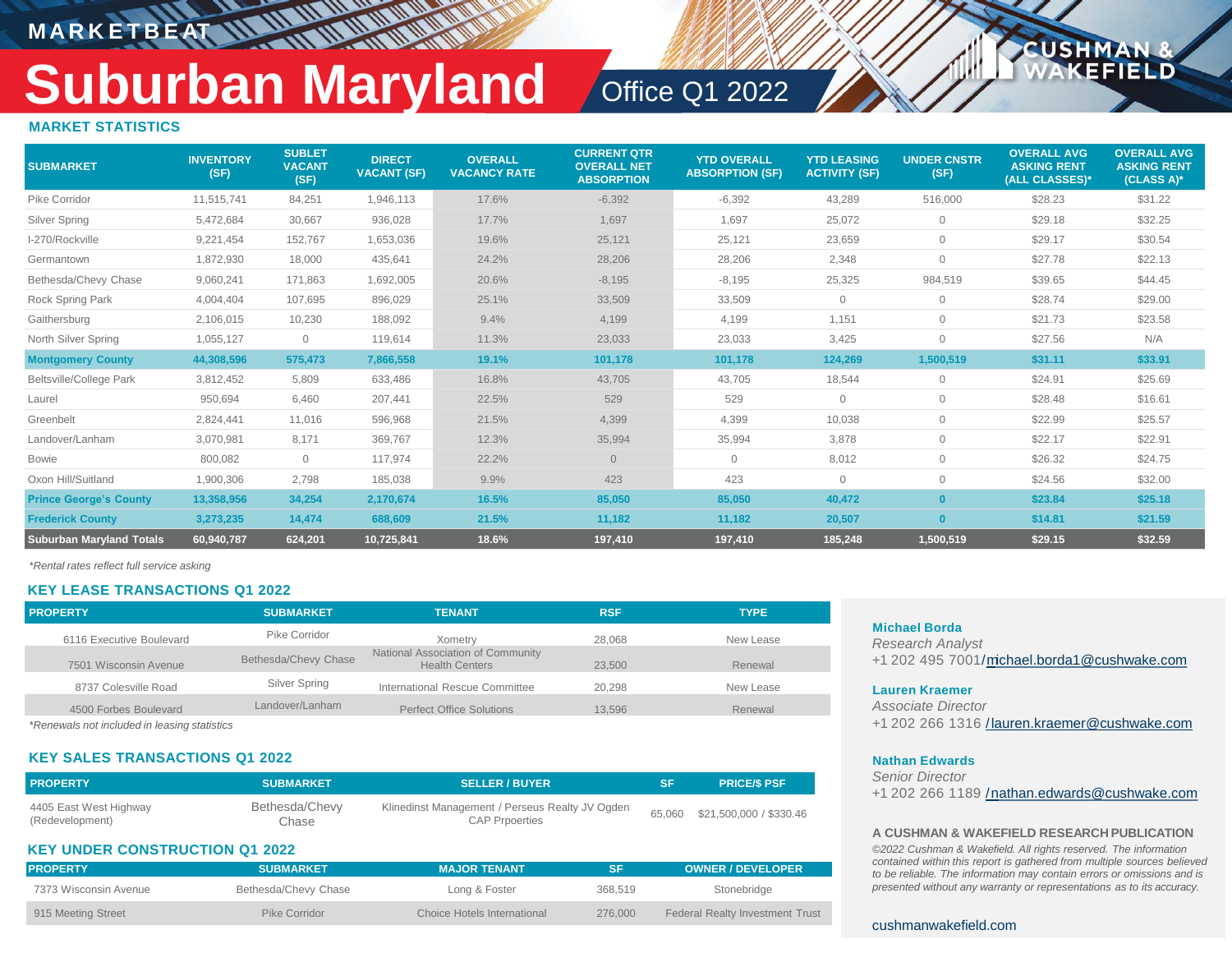MARKETBEAT

# Suburban Maryland

Office Q1 2022

CUSHMAN & WAKEFIELD

## MARKET STATISTICS

| SUBMARKET | INVENTORY (SF) | SUBLET VACANT (SF) | DIRECT VACANT (SF) | OVERALL VACANCY RATE | CURRENT QTR OVERALL NET ABSORPTION | YTD OVERALL ABSORPTION (SF) | YTD LEASING ACTIVITY (SF) | UNDER CNSTR (SF) | OVERALL AVG ASKING RENT (ALL CLASSES)* | OVERALL AVG ASKING RENT (CLASS A)* |
|---|---|---|---|---|---|---|---|---|---|---|
| Pike Corridor | 11,515,741 | 84,251 | 1,946,113 | 17.6% | -6,392 | -6,392 | 43,289 | 516,000 | $28.23 | $31.22 |
| Silver Spring | 5,472,684 | 30,667 | 936,028 | 17.7% | 1,697 | 1,697 | 25,072 | 0 | $29.18 | $32.25 |
| I-270/Rockville | 9,221,454 | 152,767 | 1,653,036 | 19.6% | 25,121 | 25,121 | 23,659 | 0 | $29.17 | $30.54 |
| Germantown | 1,872,930 | 18,000 | 435,641 | 24.2% | 28,206 | 28,206 | 2,348 | 0 | $27.78 | $22.13 |
| Bethesda/Chevy Chase | 9,060,241 | 171,863 | 1,692,005 | 20.6% | -8,195 | -8,195 | 25,325 | 984,519 | $39.65 | $44.45 |
| Rock Spring Park | 4,004,404 | 107,695 | 896,029 | 25.1% | 33,509 | 33,509 | 0 | 0 | $28.74 | $29.00 |
| Gaithersburg | 2,106,015 | 10,230 | 188,092 | 9.4% | 4,199 | 4,199 | 1,151 | 0 | $21.73 | $23.58 |
| North Silver Spring | 1,055,127 | 0 | 119,614 | 11.3% | 23,033 | 23,033 | 3,425 | 0 | $27.56 | N/A |
| **Montgomery County** | **44,308,596** | **575,473** | **7,866,558** | **19.1%** | **101,178** | **101,178** | **124,269** | **1,500,519** | **$31.11** | **$33.91** |
| Beltsville/College Park | 3,812,452 | 5,809 | 633,486 | 16.8% | 43,705 | 43,705 | 18,544 | 0 | $24.91 | $25.69 |
| Laurel | 950,694 | 6,460 | 207,441 | 22.5% | 529 | 529 | 0 | 0 | $28.48 | $16.61 |
| Greenbelt | 2,824,441 | 11,016 | 596,968 | 21.5% | 4,399 | 4,399 | 10,038 | 0 | $22.99 | $25.57 |
| Landover/Lanham | 3,070,981 | 8,171 | 369,767 | 12.3% | 35,994 | 35,994 | 3,878 | 0 | $22.17 | $22.91 |
| Bowie | 800,082 | 0 | 117,974 | 22.2% | 0 | 0 | 8,012 | 0 | $26.32 | $24.75 |
| Oxon Hill/Suitland | 1,900,306 | 2,798 | 185,038 | 9.9% | 423 | 423 | 0 | 0 | $24.56 | $32.00 |
| **Prince George's County** | **13,358,956** | **34,254** | **2,170,674** | **16.5%** | **85,050** | **85,050** | **40,472** | **0** | **$23.84** | **$25.18** |
| **Frederick County** | **3,273,235** | **14,474** | **688,609** | **21.5%** | **11,182** | **11,182** | **20,507** | **0** | **$14.81** | **$21.59** |
| **Suburban Maryland Totals** | **60,940,787** | **624,201** | **10,725,841** | **18.6%** | **197,410** | **197,410** | **185,248** | **1,500,519** | **$29.15** | **$32.59** |

*Rental rates reflect full service asking

## KEY LEASE TRANSACTIONS Q1 2022

| PROPERTY | SUBMARKET | TENANT | RSF | TYPE |
|---|---|---|---|---|
| 6116 Executive Boulevard | Pike Corridor | Xometry | 28,068 | New Lease |
| 7501 Wisconsin Avenue | Bethesda/Chevy Chase | National Association of Community Health Centers | 23,500 | Renewal |
| 8737 Colesville Road | Silver Spring | International Rescue Committee | 20,298 | New Lease |
| 4500 Forbes Boulevard | Landover/Lanham | Perfect Office Solutions | 13,596 | Renewal |

*Renewals not included in leasing statistics

## KEY SALES TRANSACTIONS Q1 2022

| PROPERTY | SUBMARKET | SELLER / BUYER | SF | PRICE/$ PSF |
|---|---|---|---|---|
| 4405 East West Highway (Redevelopment) | Bethesda/Chevy Chase | Klinedinst Management / Perseus Realty JV Ogden CAP Prpoerties | 65,060 | $21,500,000 / $330.46 |

## KEY UNDER CONSTRUCTION Q1 2022

| PROPERTY | SUBMARKET | MAJOR TENANT | SF | OWNER / DEVELOPER |
|---|---|---|---|---|
| 7373 Wisconsin Avenue | Bethesda/Chevy Chase | Long & Foster | 368,519 | Stonebridge |
| 915 Meeting Street | Pike Corridor | Choice Hotels International | 276,000 | Federal Realty Investment Trust |

**Michael Borda**
*Research Analyst*
+1 202 495 7001/michael.borda1@cushwake.com

**Lauren Kraemer**
*Associate Director*
+1 202 266 1316 /lauren.kraemer@cushwake.com

**Nathan Edwards**
*Senior Director*
+1 202 266 1189 /nathan.edwards@cushwake.com

**A CUSHMAN & WAKEFIELD RESEARCH PUBLICATION**

*©2022 Cushman & Wakefield. All rights reserved. The information contained within this report is gathered from multiple sources believed to be reliable. The information may contain errors or omissions and is presented without any warranty or representations as to its accuracy.*

cushmanwakefield.com